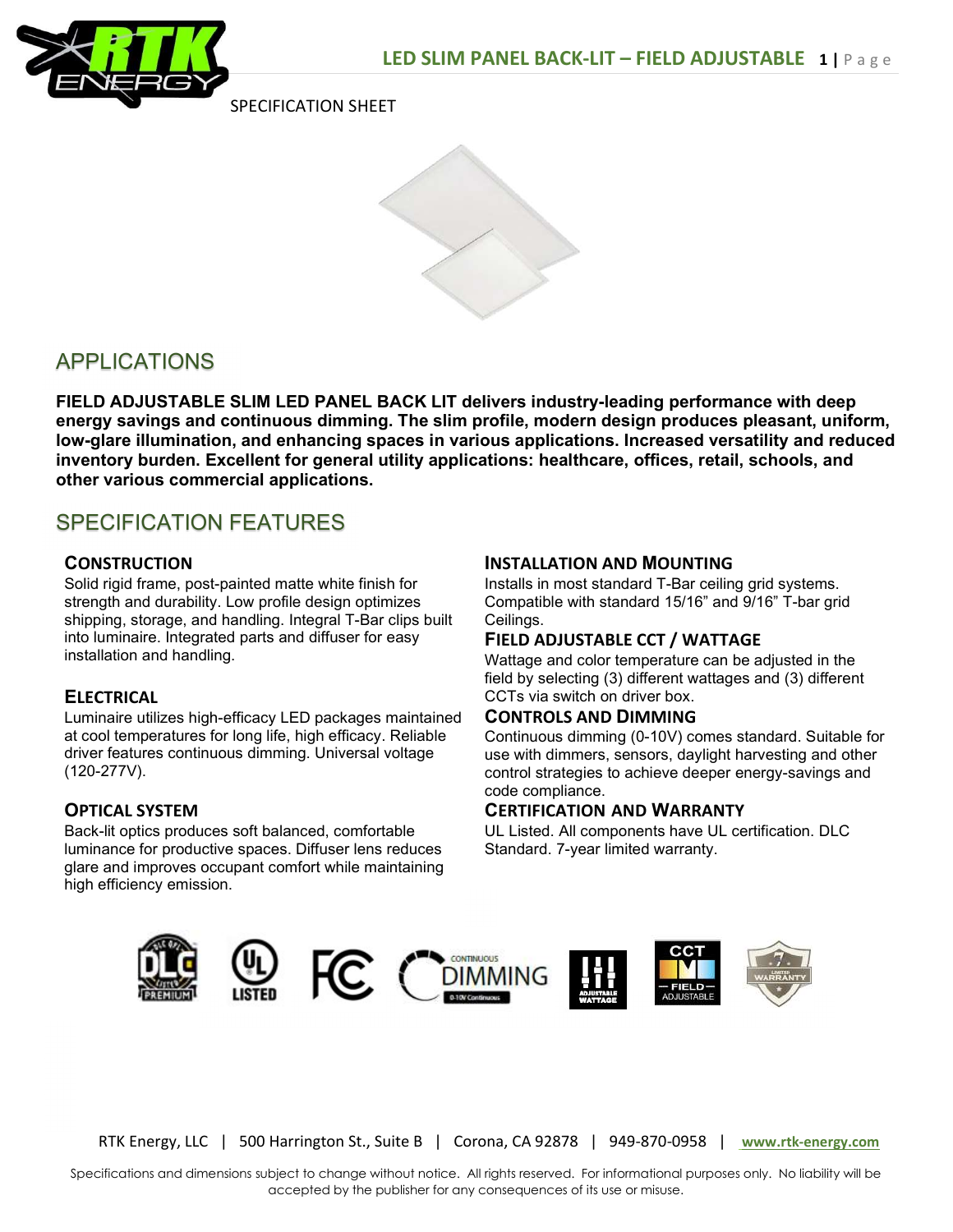# LED SLIM PANEL BACK-LIT – FIELD ADJUSTABLE

SPECIFICATION SHEET

## APPLICATIONS

**FIELD ADJUSTABLE SLIM LED PANEL BACK LIT delivers industry-leading performance with deep energy savings and continuous dimming. The slim profile, modern design produces pleasant, uniform, low-glare illumination, and enhancing spaces in various applications. Increased versatility and reduced inventory burden. Excellent for general utility applications: healthcare, offices, retail, schools, and other various commercial applications.**

## SPECIFICATION FEATURES

### CONSTRUCTION

Solid rigid frame, post-painted matte white finish for strength and durability. Low profile design optimizes shipping, storage, and handling. Integral T-Bar clips built into luminaire. Integrated parts and diffuser for easy installation and handling.

### ELECTRICAL

Luminaire utilizes high-efficacy LED packages maintained at cool temperatures for long life, high efficacy. Reliable driver features continuous dimming. Universal voltage (120-277V).

### OPTICAL SYSTEM

Back-lit optics produces soft balanced, comfortable luminance for productive spaces. Diffuser lens reduces glare and improves occupant comfort while maintaining high efficiency emission.

### INSTALLATION AND MOUNTING

Installs in most standard T-Bar ceiling grid systems. Compatible with standard 15/16" and 9/16" T-bar grid Ceilings.

### FIELD ADJUSTABLE CCT / WATTAGE

Wattage and color temperature can be adjusted in the field by selecting (3) different wattages and (3) different CCTs via switch on driver box.

### CONTROLS AND DIMMING

Continuous dimming (0-10V) comes standard. Suitable for use with dimmers, sensors, daylight harvesting and other control strategies to achieve deeper energy-savings and code compliance.

### CERTIFICATION AND WARRANTY

UL Listed. All components have UL certification. DLC Standard. 7-year limited warranty.

RTK Energy, LLC | 500 Harrington St., Suite B | Corona, CA 92878 | 949-870-0958 | www.rtk-energy.com

Specifications and dimensions subject to change without notice. All rights reserved. For informational purposes only. No liability will be accepted by the publisher for any consequences of its use or misuse.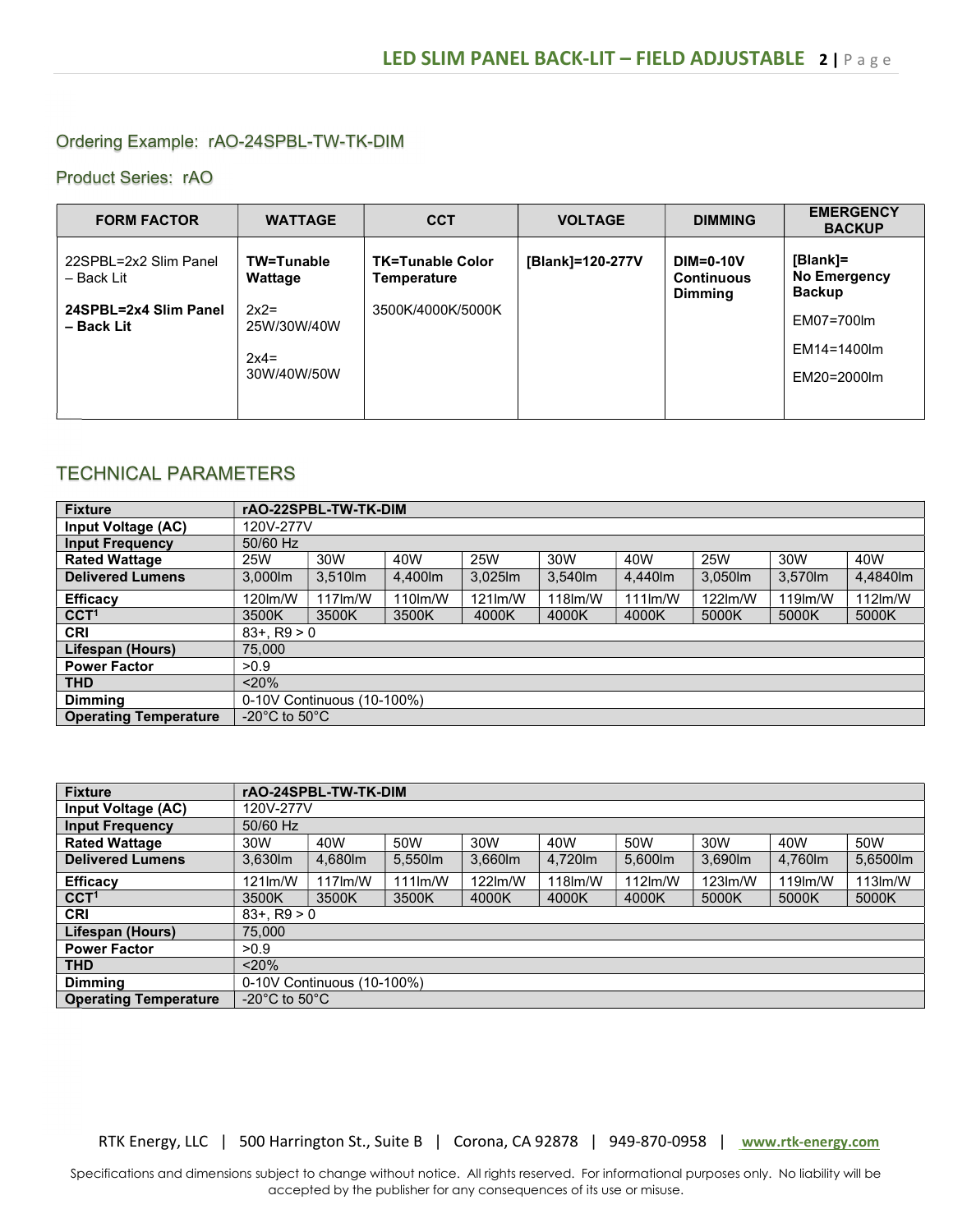Ordering Example: rAO-24SPBL-TW-TK-DIM

Product Series: rAO

| FORM FACTOR | WATTAGE | CCT | VOLTAGE | DIMMING | EMERGENCY BACKUP |
|---|---|---|---|---|---|
| 22SPBL=2x2 Slim Panel – Back Lit<br><br>**24SPBL=2x4 Slim Panel – Back Lit** | **TW=Tunable Wattage**<br><br>2x2= 25W/30W/40W<br><br>2x4= 30W/40W/50W | **TK=Tunable Color Temperature**<br><br>3500K/4000K/5000K | **[Blank]=120-277V** | **DIM=0-10V Continuous Dimming** | **[Blank]= No Emergency Backup**<br><br>EM07=700lm<br><br>EM14=1400lm<br><br>EM20=2000lm |

## TECHNICAL PARAMETERS

| **Fixture** | **rAO-22SPBL-TW-TK-DIM** | | | | | | | | |
|---|---|---|---|---|---|---|---|---|---|
| **Input Voltage (AC)** | 120V-277V | | | | | | | | |
| **Input Frequency** | 50/60 Hz | | | | | | | | |
| **Rated Wattage** | 25W | 30W | 40W | 25W | 30W | 40W | 25W | 30W | 40W |
| **Delivered Lumens** | 3,000lm | 3,510lm | 4,400lm | 3,025lm | 3,540lm | 4,440lm | 3,050lm | 3,570lm | 4,4840lm |
| **Efficacy** | 120lm/W | 117lm/W | 110lm/W | 121lm/W | 118lm/W | 111lm/W | 122lm/W | 119lm/W | 112lm/W |
| **CCT[1]** | 3500K | 3500K | 3500K | 4000K | 4000K | 4000K | 5000K | 5000K | 5000K |
| **CRI** | 83+, R9 > 0 | | | | | | | | |
| **Lifespan (Hours)** | 75,000 | | | | | | | | |
| **Power Factor** | >0.9 | | | | | | | | |
| **THD** | <20% | | | | | | | | |
| **Dimming** | 0-10V Continuous (10-100%) | | | | | | | | |
| **Operating Temperature** | -20°C to 50°C | | | | | | | | |

| **Fixture** | **rAO-24SPBL-TW-TK-DIM** | | | | | | | | |
|---|---|---|---|---|---|---|---|---|---|
| **Input Voltage (AC)** | 120V-277V | | | | | | | | |
| **Input Frequency** | 50/60 Hz | | | | | | | | |
| **Rated Wattage** | 30W | 40W | 50W | 30W | 40W | 50W | 30W | 40W | 50W |
| **Delivered Lumens** | 3,630lm | 4,680lm | 5,550lm | 3,660lm | 4,720lm | 5,600lm | 3,690lm | 4,760lm | 5,6500lm |
| **Efficacy** | 121lm/W | 117lm/W | 111lm/W | 122lm/W | 118lm/W | 112lm/W | 123lm/W | 119lm/W | 113lm/W |
| **CCT[1]** | 3500K | 3500K | 3500K | 4000K | 4000K | 4000K | 5000K | 5000K | 5000K |
| **CRI** | 83+, R9 > 0 | | | | | | | | |
| **Lifespan (Hours)** | 75,000 | | | | | | | | |
| **Power Factor** | >0.9 | | | | | | | | |
| **THD** | <20% | | | | | | | | |
| **Dimming** | 0-10V Continuous (10-100%) | | | | | | | | |
| **Operating Temperature** | -20°C to 50°C | | | | | | | | |

RTK Energy, LLC | 500 Harrington St., Suite B | Corona, CA 92878 | 949-870-0958 | www.rtk-energy.com

Specifications and dimensions subject to change without notice. All rights reserved. For informational purposes only. No liability will be accepted by the publisher for any consequences of its use or misuse.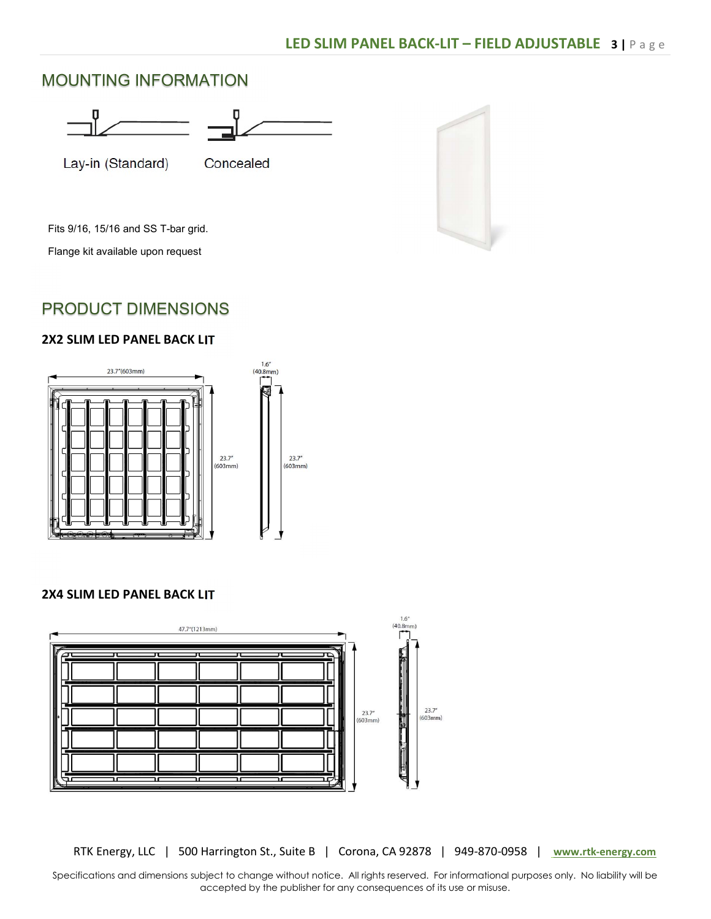## MOUNTING INFORMATION

Lay-in (Standard)

Concealed

Fits 9/16, 15/16 and SS T-bar grid.

Flange kit available upon request

## PRODUCT DIMENSIONS

### 2X2 SLIM LED PANEL BACK LIT

23.7"(603mm)

23.7" (603mm)

1.6" (40.8mm)

23.7" (603mm)

### 2X4 SLIM LED PANEL BACK LIT

47.7"(1213mm)

23.7" (603mm)

1.6" (40.8mm)

23.7" (603mm)

RTK Energy, LLC | 500 Harrington St., Suite B | Corona, CA 92878 | 949-870-0958 | www.rtk-energy.com

Specifications and dimensions subject to change without notice. All rights reserved. For informational purposes only. No liability will be accepted by the publisher for any consequences of its use or misuse.